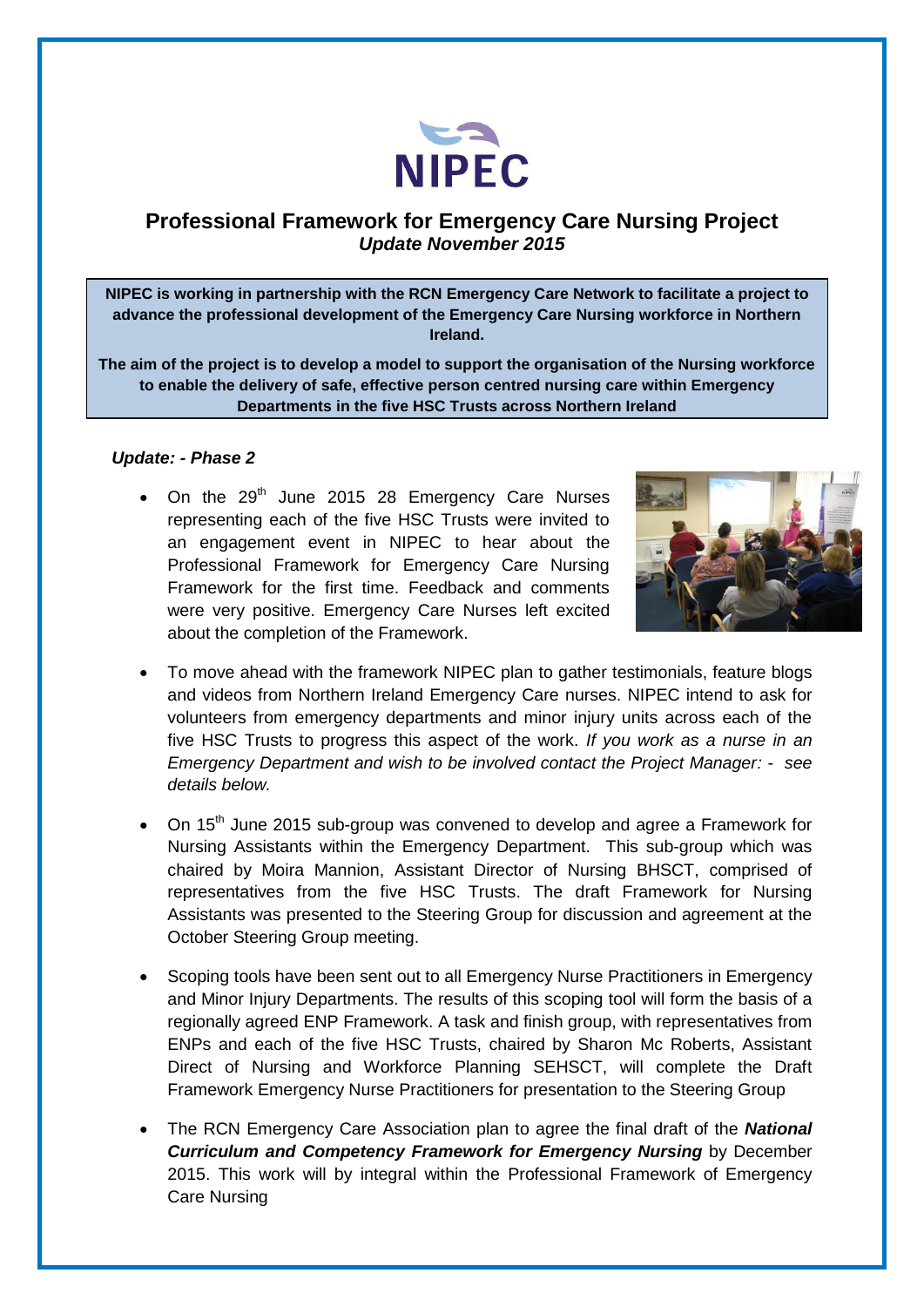# NIPEC

## Professional Framework for Emergency Care Nursing Project

***Update November 2015***

**NIPEC is working in partnership with the RCN Emergency Care Network to facilitate a project to advance the professional development of the Emergency Care Nursing workforce in Northern Ireland.**

**The aim of the project is to develop a model to support the organisation of the Nursing workforce to enable the delivery of safe, effective person centred nursing care within Emergency Departments in the five HSC Trusts across Northern Ireland**

***Update: - Phase 2***

- On the 29th June 2015 28 Emergency Care Nurses representing each of the five HSC Trusts were invited to an engagement event in NIPEC to hear about the Professional Framework for Emergency Care Nursing Framework for the first time. Feedback and comments were very positive. Emergency Care Nurses left excited about the completion of the Framework.
- To move ahead with the framework NIPEC plan to gather testimonials, feature blogs and videos from Northern Ireland Emergency Care nurses. NIPEC intend to ask for volunteers from emergency departments and minor injury units across each of the five HSC Trusts to progress this aspect of the work. *If you work as a nurse in an Emergency Department and wish to be involved contact the Project Manager: - see details below.*
- On 15th June 2015 sub-group was convened to develop and agree a Framework for Nursing Assistants within the Emergency Department. This sub-group which was chaired by Moira Mannion, Assistant Director of Nursing BHSCT, comprised of representatives from the five HSC Trusts. The draft Framework for Nursing Assistants was presented to the Steering Group for discussion and agreement at the October Steering Group meeting.
- Scoping tools have been sent out to all Emergency Nurse Practitioners in Emergency and Minor Injury Departments. The results of this scoping tool will form the basis of a regionally agreed ENP Framework. A task and finish group, with representatives from ENPs and each of the five HSC Trusts, chaired by Sharon Mc Roberts, Assistant Direct of Nursing and Workforce Planning SEHSCT, will complete the Draft Framework Emergency Nurse Practitioners for presentation to the Steering Group
- The RCN Emergency Care Association plan to agree the final draft of the ***National Curriculum and Competency Framework for Emergency Nursing*** by December 2015. This work will by integral within the Professional Framework of Emergency Care Nursing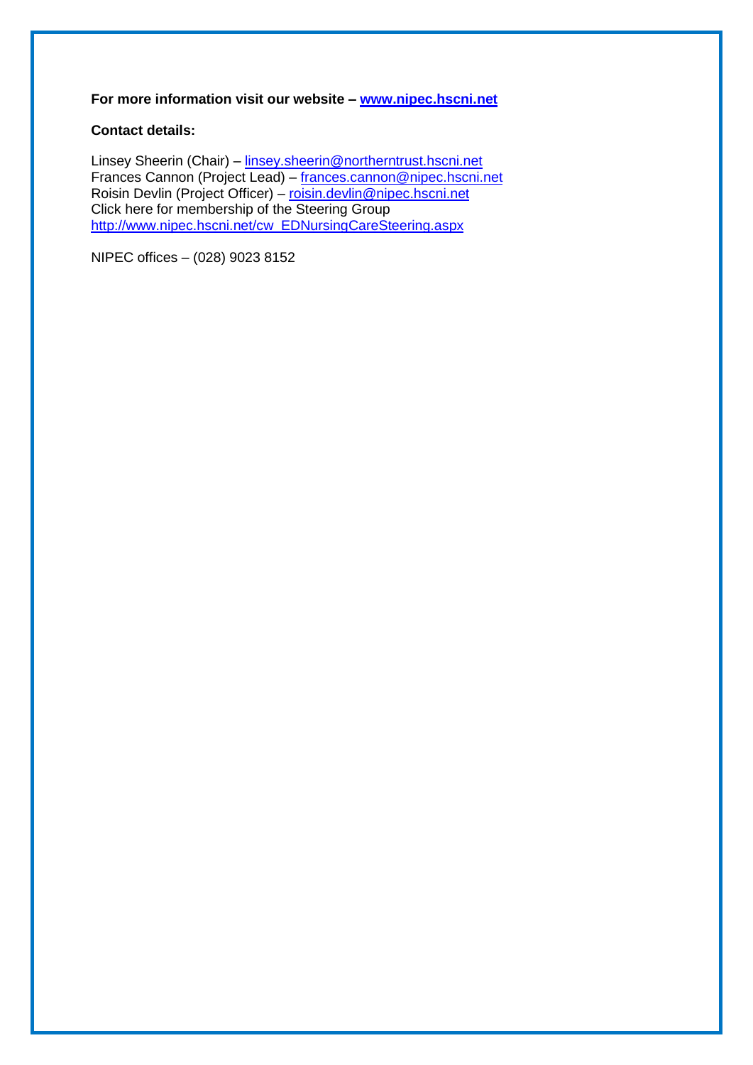**For more information visit our website – www.nipec.hscni.net**

**Contact details:**

Linsey Sheerin (Chair) – linsey.sheerin@northerntrust.hscni.net
Frances Cannon (Project Lead) – frances.cannon@nipec.hscni.net
Roisin Devlin (Project Officer) – roisin.devlin@nipec.hscni.net
Click here for membership of the Steering Group
http://www.nipec.hscni.net/cw_EDNursingCareSteering.aspx

NIPEC offices – (028) 9023 8152